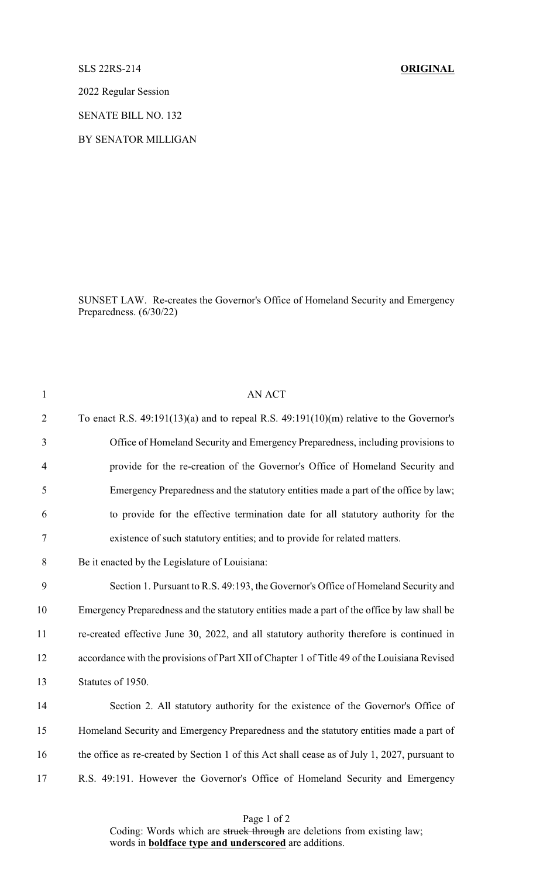SLS 22RS-214 **ORIGINAL**

2022 Regular Session

SENATE BILL NO. 132

BY SENATOR MILLIGAN

SUNSET LAW. Re-creates the Governor's Office of Homeland Security and Emergency Preparedness. (6/30/22)

AN ACT

To enact R.S. 49:191(13)(a) and to repeal R.S. 49:191(10)(m) relative to the Governor's Office of Homeland Security and Emergency Preparedness, including provisions to provide for the re-creation of the Governor's Office of Homeland Security and Emergency Preparedness and the statutory entities made a part of the office by law; to provide for the effective termination date for all statutory authority for the existence of such statutory entities; and to provide for related matters.

Be it enacted by the Legislature of Louisiana:

Section 1. Pursuant to R.S. 49:193, the Governor's Office of Homeland Security and Emergency Preparedness and the statutory entities made a part of the office by law shall be re-created effective June 30, 2022, and all statutory authority therefore is continued in accordance with the provisions of Part XII of Chapter 1 of Title 49 of the Louisiana Revised Statutes of 1950.

Section 2. All statutory authority for the existence of the Governor's Office of Homeland Security and Emergency Preparedness and the statutory entities made a part of the office as re-created by Section 1 of this Act shall cease as of July 1, 2027, pursuant to R.S. 49:191. However the Governor's Office of Homeland Security and Emergency

Coding: Words which are ~~struck through~~ are deletions from existing law; words in **<u>boldface type and underscored</u>** are additions.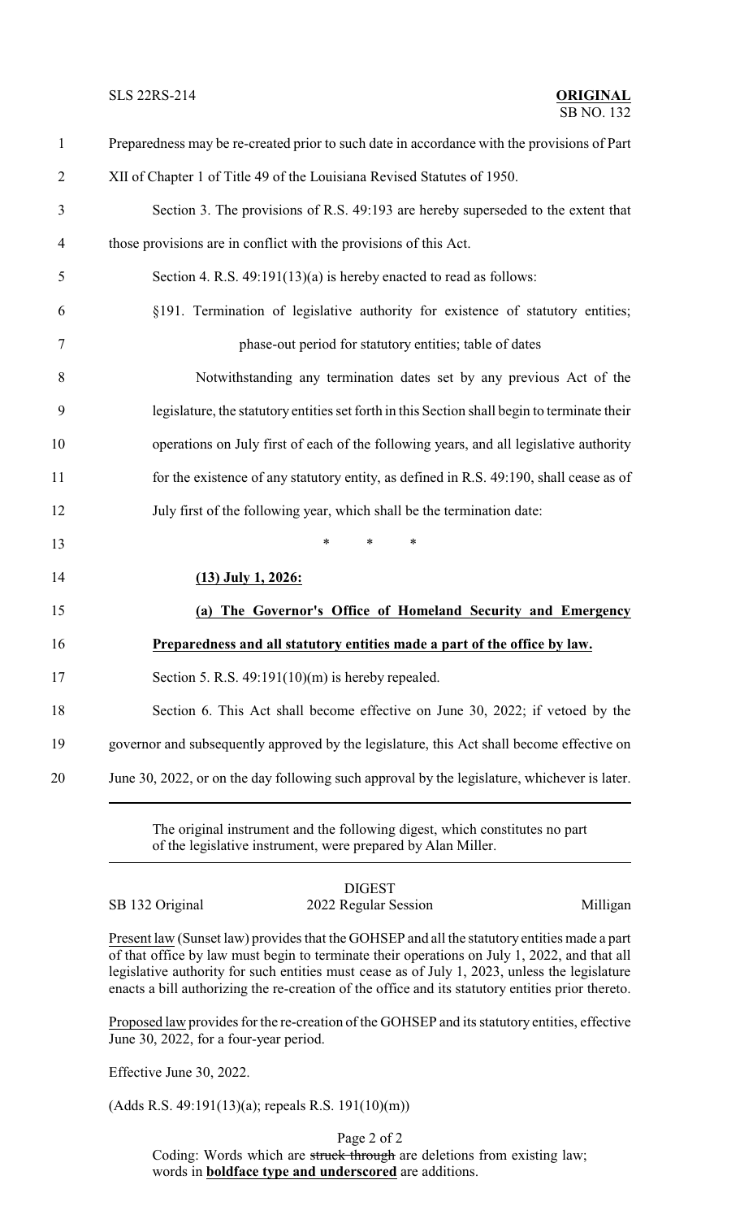Preparedness may be re-created prior to such date in accordance with the provisions of Part XII of Chapter 1 of Title 49 of the Louisiana Revised Statutes of 1950.

Section 3. The provisions of R.S. 49:193 are hereby superseded to the extent that those provisions are in conflict with the provisions of this Act.

Section 4. R.S. 49:191(13)(a) is hereby enacted to read as follows:

§191. Termination of legislative authority for existence of statutory entities; phase-out period for statutory entities; table of dates

Notwithstanding any termination dates set by any previous Act of the legislature, the statutory entities set forth in this Section shall begin to terminate their operations on July first of each of the following years, and all legislative authority for the existence of any statutory entity, as defined in R.S. 49:190, shall cease as of July first of the following year, which shall be the termination date:

\* \* \*

**(13) July 1, 2026:**

**(a) The Governor's Office of Homeland Security and Emergency Preparedness and all statutory entities made a part of the office by law.**

Section 5. R.S. 49:191(10)(m) is hereby repealed.

Section 6. This Act shall become effective on June 30, 2022; if vetoed by the governor and subsequently approved by the legislature, this Act shall become effective on June 30, 2022, or on the day following such approval by the legislature, whichever is later.

---

The original instrument and the following digest, which constitutes no part of the legislative instrument, were prepared by Alan Miller.

---

DIGEST

SB 132 Original — 2022 Regular Session — Milligan

Present law (Sunset law) provides that the GOHSEP and all the statutory entities made a part of that office by law must begin to terminate their operations on July 1, 2022, and that all legislative authority for such entities must cease as of July 1, 2023, unless the legislature enacts a bill authorizing the re-creation of the office and its statutory entities prior thereto.

Proposed law provides for the re-creation of the GOHSEP and its statutory entities, effective June 30, 2022, for a four-year period.

Effective June 30, 2022.

(Adds R.S. 49:191(13)(a); repeals R.S. 191(10)(m))

Coding: Words which are ~~struck through~~ are deletions from existing law; words in **boldface type and underscored** are additions.